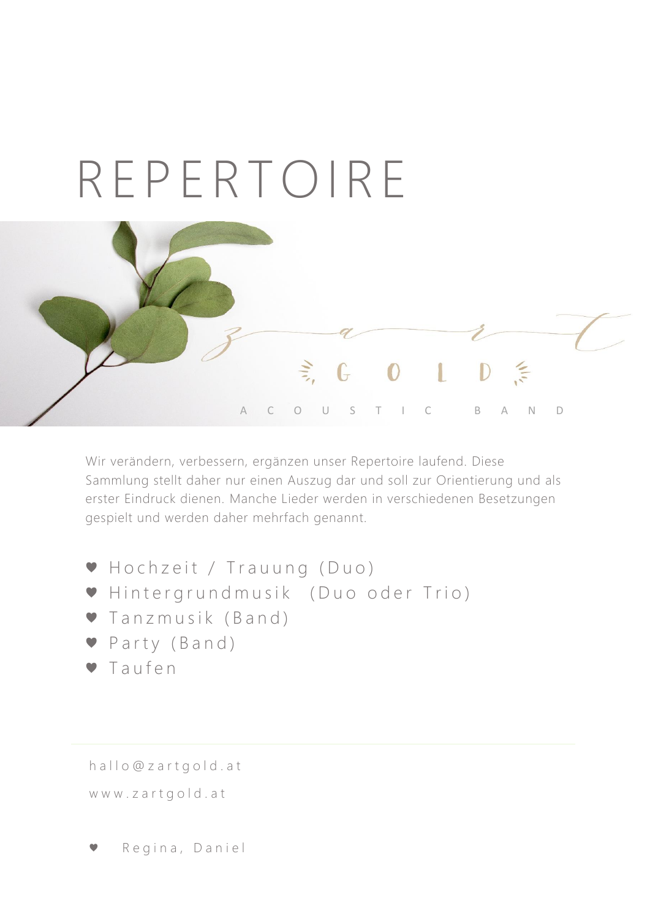# REPERTOIRE

zart GOLD

ACOUSTIC BAND

Wir verändern, verbessern, ergänzen unser Repertoire laufend. Diese Sammlung stellt daher nur einen Auszug dar und soll zur Orientierung und als erster Eindruck dienen. Manche Lieder werden in verschiedenen Besetzungen gespielt und werden daher mehrfach genannt.

- Hochzeit / Trauung (Duo)
- Hintergrundmusik (Duo oder Trio)
- Tanzmusik (Band)
- Party (Band)
- Taufen

hallo@zartgold.at

www.zartgold.at

♥ Regina, Daniel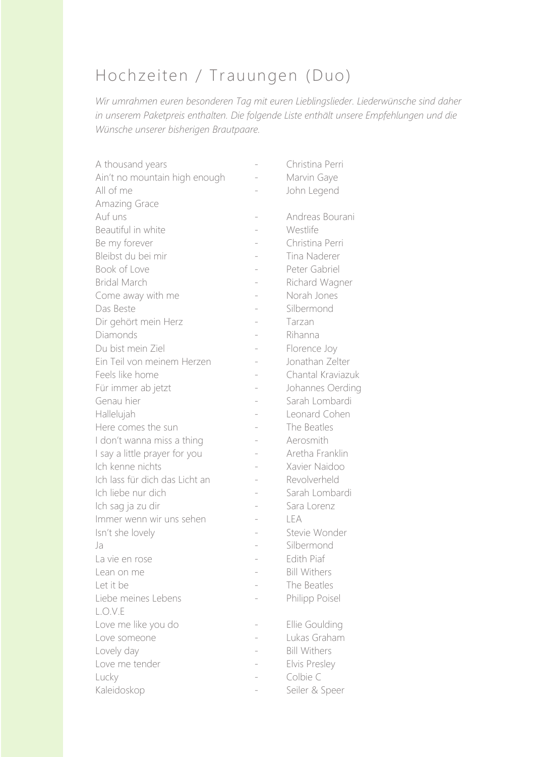# Hochzeiten / Trauungen (Duo)

*Wir umrahmen euren besonderen Tag mit euren Lieblingslieder. Liederwünsche sind daher in unserem Paketpreis enthalten. Die folgende Liste enthält unsere Empfehlungen und die Wünsche unserer bisherigen Brautpaare.*

A thousand years - Christina Perri
Ain't no mountain high enough - Marvin Gaye
All of me - John Legend
Amazing Grace
Auf uns - Andreas Bourani
Beautiful in white - Westlife
Be my forever - Christina Perri
Bleibst du bei mir - Tina Naderer
Book of Love - Peter Gabriel
Bridal March - Richard Wagner
Come away with me - Norah Jones
Das Beste - Silbermond
Dir gehört mein Herz - Tarzan
Diamonds - Rihanna
Du bist mein Ziel - Florence Joy
Ein Teil von meinem Herzen - Jonathan Zelter
Feels like home - Chantal Kraviazuk
Für immer ab jetzt - Johannes Oerding
Genau hier - Sarah Lombardi
Hallelujah - Leonard Cohen
Here comes the sun - The Beatles
I don't wanna miss a thing - Aerosmith
I say a little prayer for you - Aretha Franklin
Ich kenne nichts - Xavier Naidoo
Ich lass für dich das Licht an - Revolverheld
Ich liebe nur dich - Sarah Lombardi
Ich sag ja zu dir - Sara Lorenz
Immer wenn wir uns sehen - LEA
Isn't she lovely - Stevie Wonder
Ja - Silbermond
La vie en rose - Edith Piaf
Lean on me - Bill Withers
Let it be - The Beatles
Liebe meines Lebens - Philipp Poisel
L.O.V.E
Love me like you do - Ellie Goulding
Love someone - Lukas Graham
Lovely day - Bill Withers
Love me tender - Elvis Presley
Lucky - Colbie C
Kaleidoskop - Seiler & Speer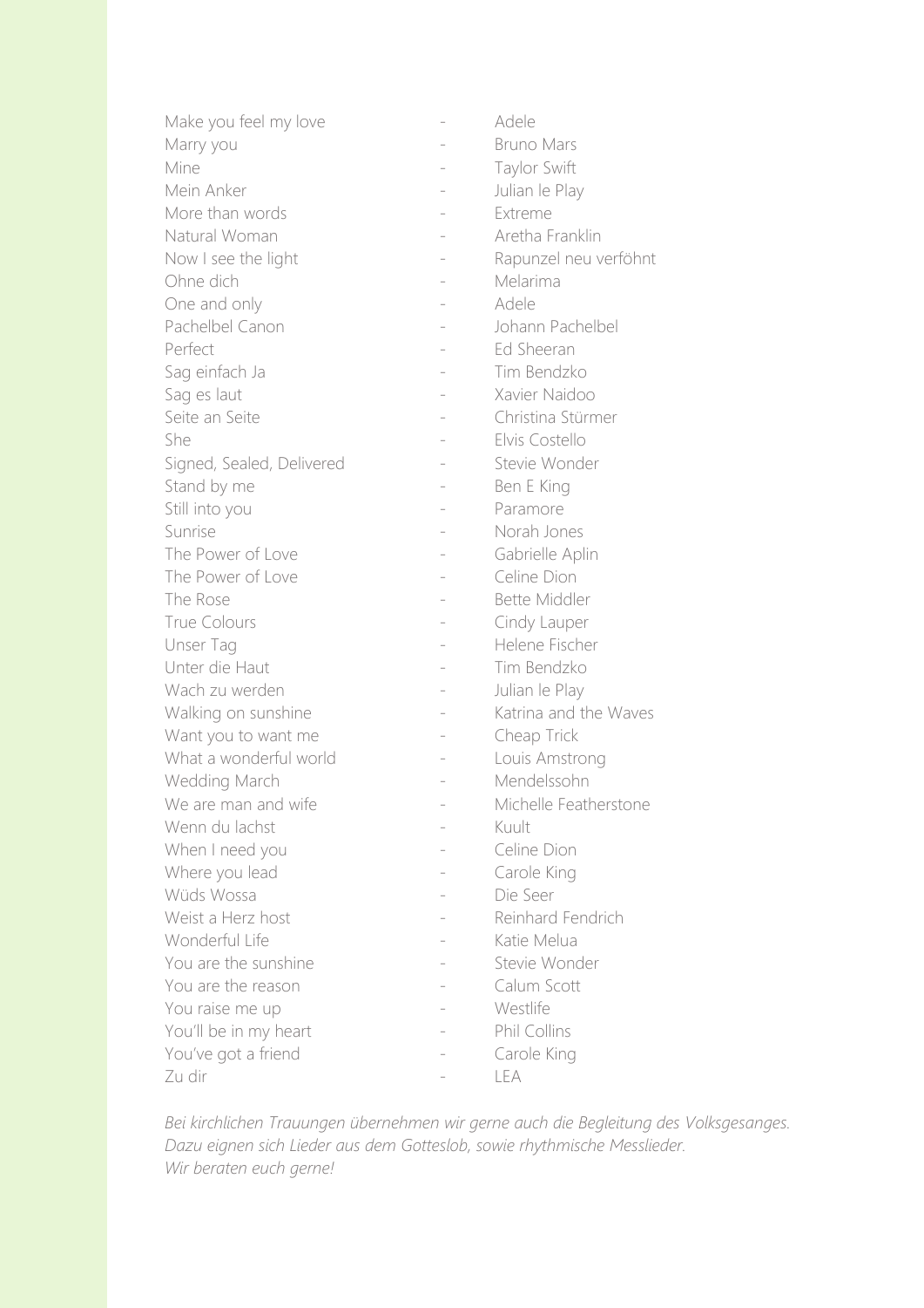Make you feel my love - Adele
Marry you - Bruno Mars
Mine - Taylor Swift
Mein Anker - Julian le Play
More than words - Extreme
Natural Woman - Aretha Franklin
Now I see the light - Rapunzel neu verföhnt
Ohne dich - Melarima
One and only - Adele
Pachelbel Canon - Johann Pachelbel
Perfect - Ed Sheeran
Sag einfach Ja - Tim Bendzko
Sag es laut - Xavier Naidoo
Seite an Seite - Christina Stürmer
She - Elvis Costello
Signed, Sealed, Delivered - Stevie Wonder
Stand by me - Ben E King
Still into you - Paramore
Sunrise - Norah Jones
The Power of Love - Gabrielle Aplin
The Power of Love - Celine Dion
The Rose - Bette Middler
True Colours - Cindy Lauper
Unser Tag - Helene Fischer
Unter die Haut - Tim Bendzko
Wach zu werden - Julian le Play
Walking on sunshine - Katrina and the Waves
Want you to want me - Cheap Trick
What a wonderful world - Louis Amstrong
Wedding March - Mendelssohn
We are man and wife - Michelle Featherstone
Wenn du lachst - Kuult
When I need you - Celine Dion
Where you lead - Carole King
Wüds Wossa - Die Seer
Weist a Herz host - Reinhard Fendrich
Wonderful Life - Katie Melua
You are the sunshine - Stevie Wonder
You are the reason - Calum Scott
You raise me up - Westlife
You'll be in my heart - Phil Collins
You've got a friend - Carole King
Zu dir - LEA

*Bei kirchlichen Trauungen übernehmen wir gerne auch die Begleitung des Volksgesanges.*
*Dazu eignen sich Lieder aus dem Gotteslob, sowie rhythmische Messlieder.*
*Wir beraten euch gerne!*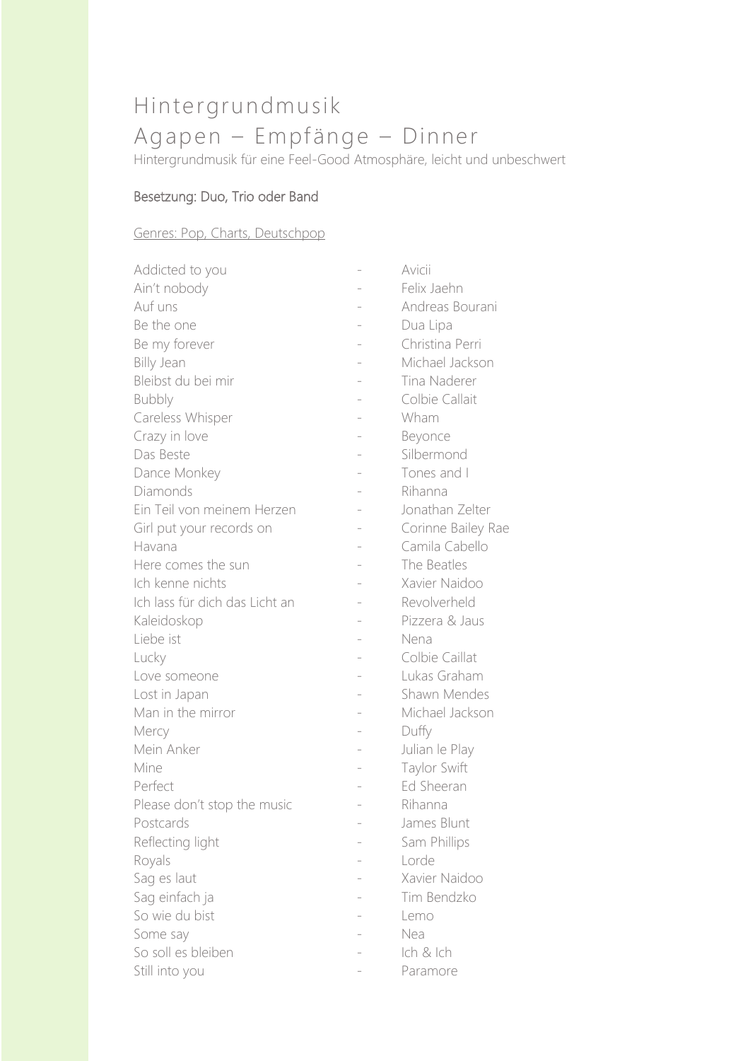# Hintergrundmusik

# Agapen – Empfänge – Dinner

Hintergrundmusik für eine Feel-Good Atmosphäre, leicht und unbeschwert

## Besetzung: Duo, Trio oder Band

Genres: Pop, Charts, Deutschpop

Addicted to you - Avicii
Ain't nobody - Felix Jaehn
Auf uns - Andreas Bourani
Be the one - Dua Lipa
Be my forever - Christina Perri
Billy Jean - Michael Jackson
Bleibst du bei mir - Tina Naderer
Bubbly - Colbie Callait
Careless Whisper - Wham
Crazy in love - Beyonce
Das Beste - Silbermond
Dance Monkey - Tones and I
Diamonds - Rihanna
Ein Teil von meinem Herzen - Jonathan Zelter
Girl put your records on - Corinne Bailey Rae
Havana - Camila Cabello
Here comes the sun - The Beatles
Ich kenne nichts - Xavier Naidoo
Ich lass für dich das Licht an - Revolverheld
Kaleidoskop - Pizzera & Jaus
Liebe ist - Nena
Lucky - Colbie Caillat
Love someone - Lukas Graham
Lost in Japan - Shawn Mendes
Man in the mirror - Michael Jackson
Mercy - Duffy
Mein Anker - Julian le Play
Mine - Taylor Swift
Perfect - Ed Sheeran
Please don't stop the music - Rihanna
Postcards - James Blunt
Reflecting light - Sam Phillips
Royals - Lorde
Sag es laut - Xavier Naidoo
Sag einfach ja - Tim Bendzko
So wie du bist - Lemo
Some say - Nea
So soll es bleiben - Ich & Ich
Still into you - Paramore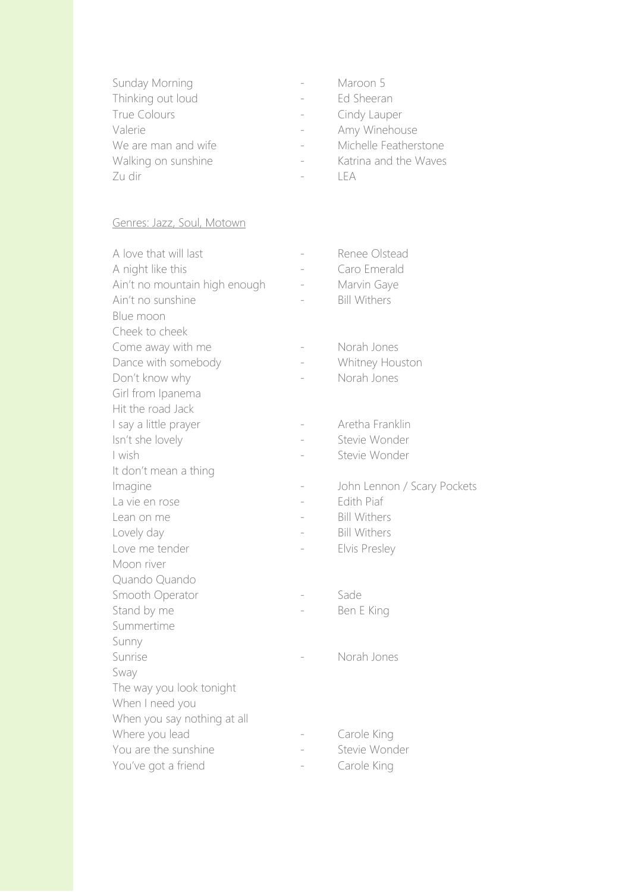Sunday Morning - Maroon 5
Thinking out loud - Ed Sheeran
True Colours - Cindy Lauper
Valerie - Amy Winehouse
We are man and wife - Michelle Featherstone
Walking on sunshine - Katrina and the Waves
Zu dir - LEA

<u>Genres: Jazz, Soul, Motown</u>

A love that will last - Renee Olstead
A night like this - Caro Emerald
Ain't no mountain high enough - Marvin Gaye
Ain't no sunshine - Bill Withers
Blue moon
Cheek to cheek
Come away with me - Norah Jones
Dance with somebody - Whitney Houston
Don't know why - Norah Jones
Girl from Ipanema
Hit the road Jack
I say a little prayer - Aretha Franklin
Isn't she lovely - Stevie Wonder
I wish - Stevie Wonder
It don't mean a thing
Imagine - John Lennon / Scary Pockets
La vie en rose - Edith Piaf
Lean on me - Bill Withers
Lovely day - Bill Withers
Love me tender - Elvis Presley
Moon river
Quando Quando
Smooth Operator - Sade
Stand by me - Ben E King
Summertime
Sunny
Sunrise - Norah Jones
Sway
The way you look tonight
When I need you
When you say nothing at all
Where you lead - Carole King
You are the sunshine - Stevie Wonder
You've got a friend - Carole King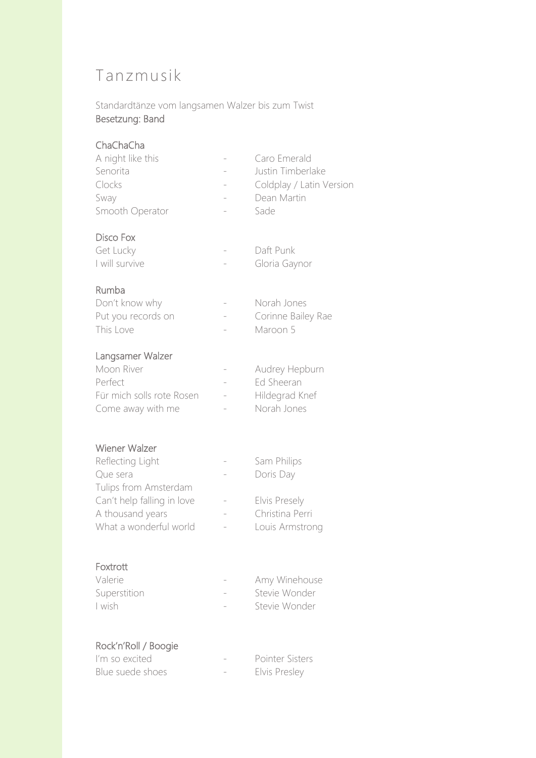# Tanzmusik

Standardtänze vom langsamen Walzer bis zum Twist
Besetzung: Band

### ChaChaCha

| | | |
|---|---|---|
| A night like this | - | Caro Emerald |
| Senorita | - | Justin Timberlake |
| Clocks | - | Coldplay / Latin Version |
| Sway | - | Dean Martin |
| Smooth Operator | - | Sade |

### Disco Fox

| | | |
|---|---|---|
| Get Lucky | - | Daft Punk |
| I will survive | - | Gloria Gaynor |

### Rumba

| | | |
|---|---|---|
| Don't know why | - | Norah Jones |
| Put you records on | - | Corinne Bailey Rae |
| This Love | - | Maroon 5 |

### Langsamer Walzer

| | | |
|---|---|---|
| Moon River | - | Audrey Hepburn |
| Perfect | - | Ed Sheeran |
| Für mich solls rote Rosen | - | Hildegrad Knef |
| Come away with me | - | Norah Jones |

### Wiener Walzer

| | | |
|---|---|---|
| Reflecting Light | - | Sam Philips |
| Que sera | - | Doris Day |
| Tulips from Amsterdam | | |
| Can't help falling in love | - | Elvis Presely |
| A thousand years | - | Christina Perri |
| What a wonderful world | - | Louis Armstrong |

### Foxtrott

| | | |
|---|---|---|
| Valerie | - | Amy Winehouse |
| Superstition | - | Stevie Wonder |
| I wish | - | Stevie Wonder |

### Rock'n'Roll / Boogie

| | | |
|---|---|---|
| I'm so excited | - | Pointer Sisters |
| Blue suede shoes | - | Elvis Presley |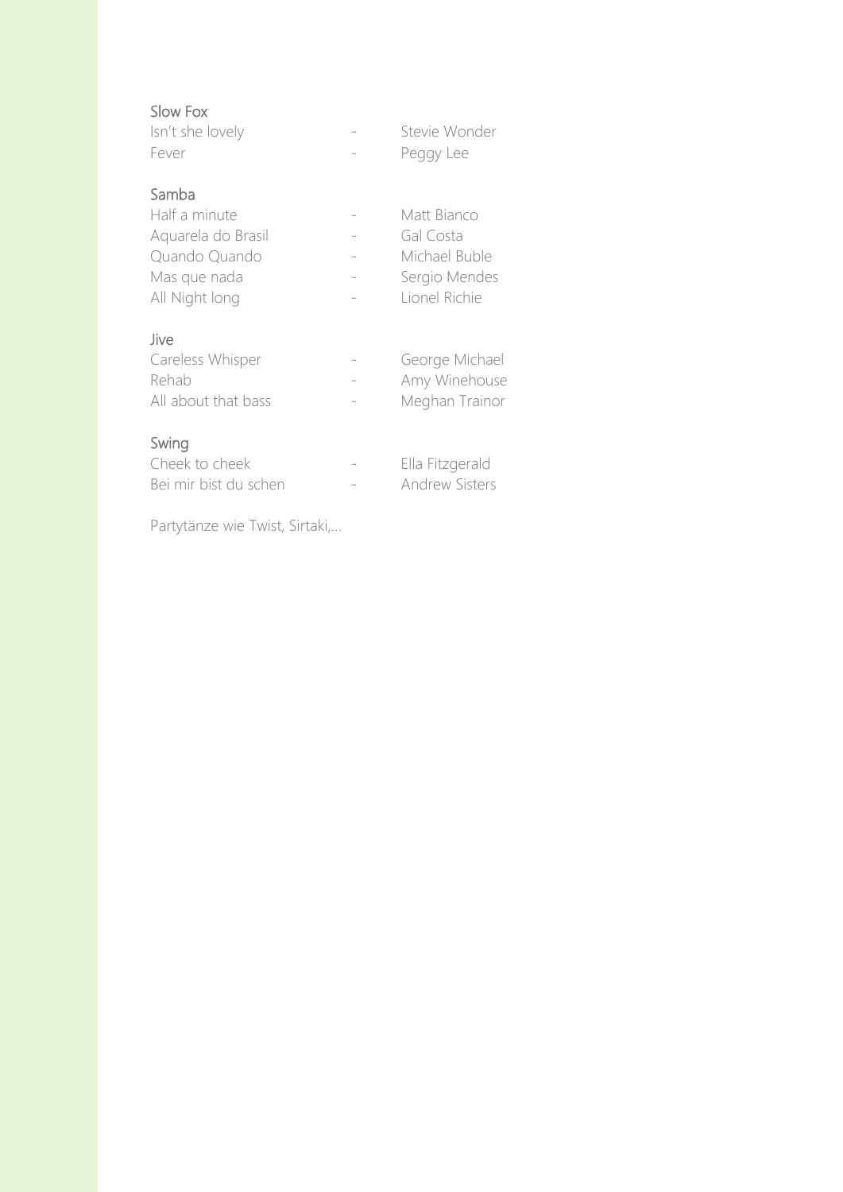### Slow Fox

Isn't she lovely - Stevie Wonder
Fever - Peggy Lee

### Samba

Half a minute - Matt Bianco
Aquarela do Brasil - Gal Costa
Quando Quando - Michael Buble
Mas que nada - Sergio Mendes
All Night long - Lionel Richie

### Jive

Careless Whisper - George Michael
Rehab - Amy Winehouse
All about that bass - Meghan Trainor

### Swing

Cheek to cheek - Ella Fitzgerald
Bei mir bist du schen - Andrew Sisters

Partytänze wie Twist, Sirtaki,…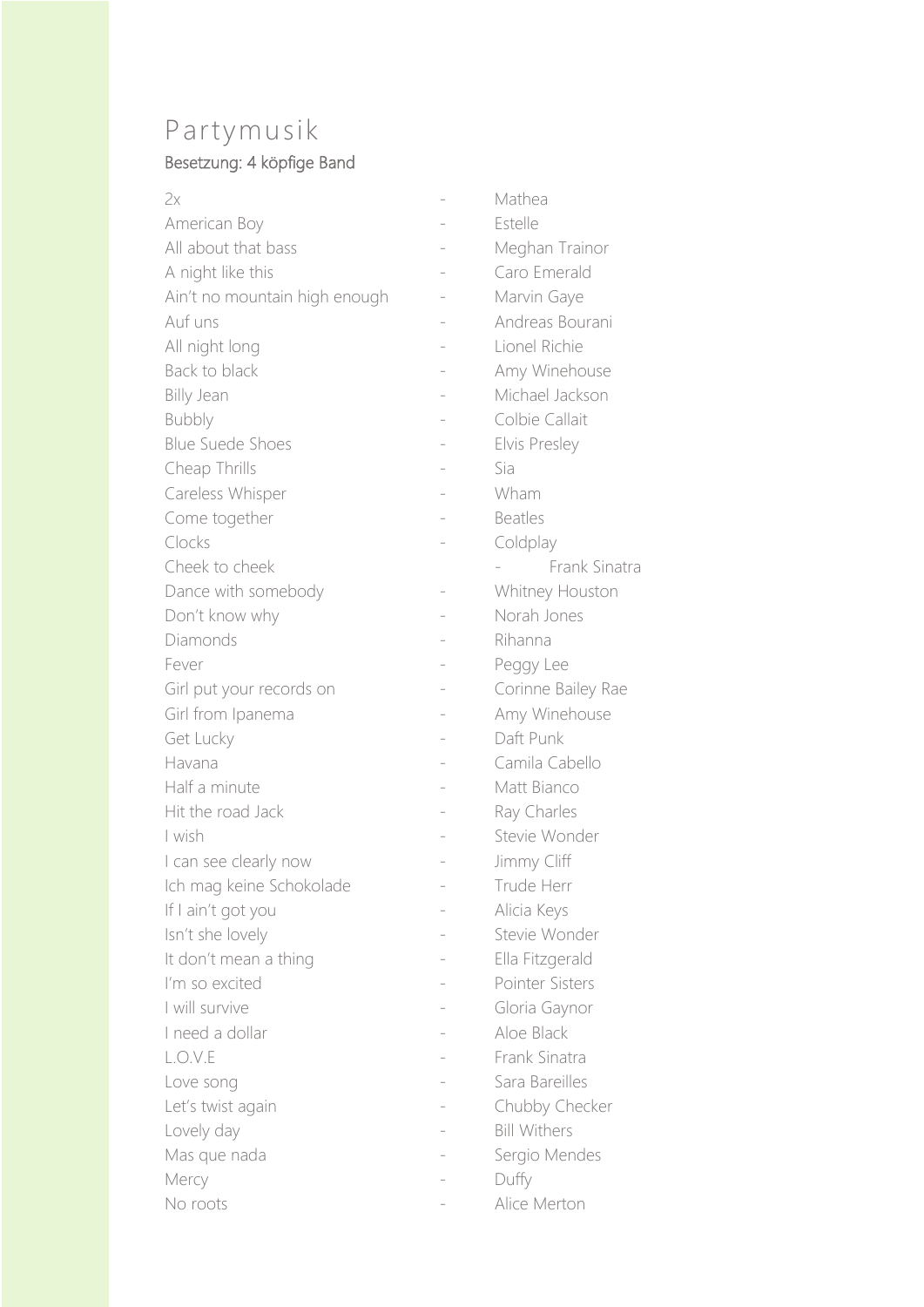# Partymusik

Besetzung: 4 köpfige Band

2x - Mathea
American Boy - Estelle
All about that bass - Meghan Trainor
A night like this - Caro Emerald
Ain't no mountain high enough - Marvin Gaye
Auf uns - Andreas Bourani
All night long - Lionel Richie
Back to black - Amy Winehouse
Billy Jean - Michael Jackson
Bubbly - Colbie Callait
Blue Suede Shoes - Elvis Presley
Cheap Thrills - Sia
Careless Whisper - Wham
Come together - Beatles
Clocks - Coldplay
Cheek to cheek - Frank Sinatra
Dance with somebody - Whitney Houston
Don't know why - Norah Jones
Diamonds - Rihanna
Fever - Peggy Lee
Girl put your records on - Corinne Bailey Rae
Girl from Ipanema - Amy Winehouse
Get Lucky - Daft Punk
Havana - Camila Cabello
Half a minute - Matt Bianco
Hit the road Jack - Ray Charles
I wish - Stevie Wonder
I can see clearly now - Jimmy Cliff
Ich mag keine Schokolade - Trude Herr
If I ain't got you - Alicia Keys
Isn't she lovely - Stevie Wonder
It don't mean a thing - Ella Fitzgerald
I'm so excited - Pointer Sisters
I will survive - Gloria Gaynor
I need a dollar - Aloe Black
L.O.V.E - Frank Sinatra
Love song - Sara Bareilles
Let's twist again - Chubby Checker
Lovely day - Bill Withers
Mas que nada - Sergio Mendes
Mercy - Duffy
No roots - Alice Merton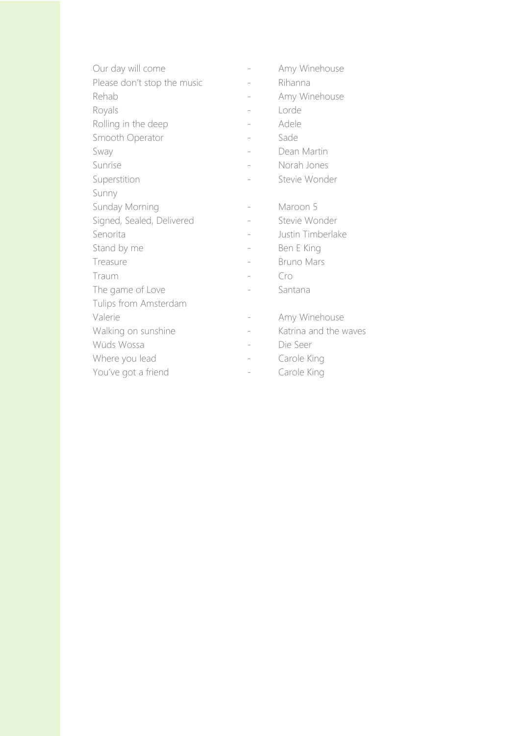| | | |
|---|---|---|
| Our day will come | - | Amy Winehouse |
| Please don't stop the music | - | Rihanna |
| Rehab | - | Amy Winehouse |
| Royals | - | Lorde |
| Rolling in the deep | - | Adele |
| Smooth Operator | - | Sade |
| Sway | - | Dean Martin |
| Sunrise | - | Norah Jones |
| Superstition | - | Stevie Wonder |
| Sunny | | |
| Sunday Morning | - | Maroon 5 |
| Signed, Sealed, Delivered | - | Stevie Wonder |
| Senorita | - | Justin Timberlake |
| Stand by me | - | Ben E King |
| Treasure | - | Bruno Mars |
| Traum | - | Cro |
| The game of Love | - | Santana |
| Tulips from Amsterdam | | |
| Valerie | - | Amy Winehouse |
| Walking on sunshine | - | Katrina and the waves |
| Wüds Wossa | - | Die Seer |
| Where you lead | - | Carole King |
| You've got a friend | - | Carole King |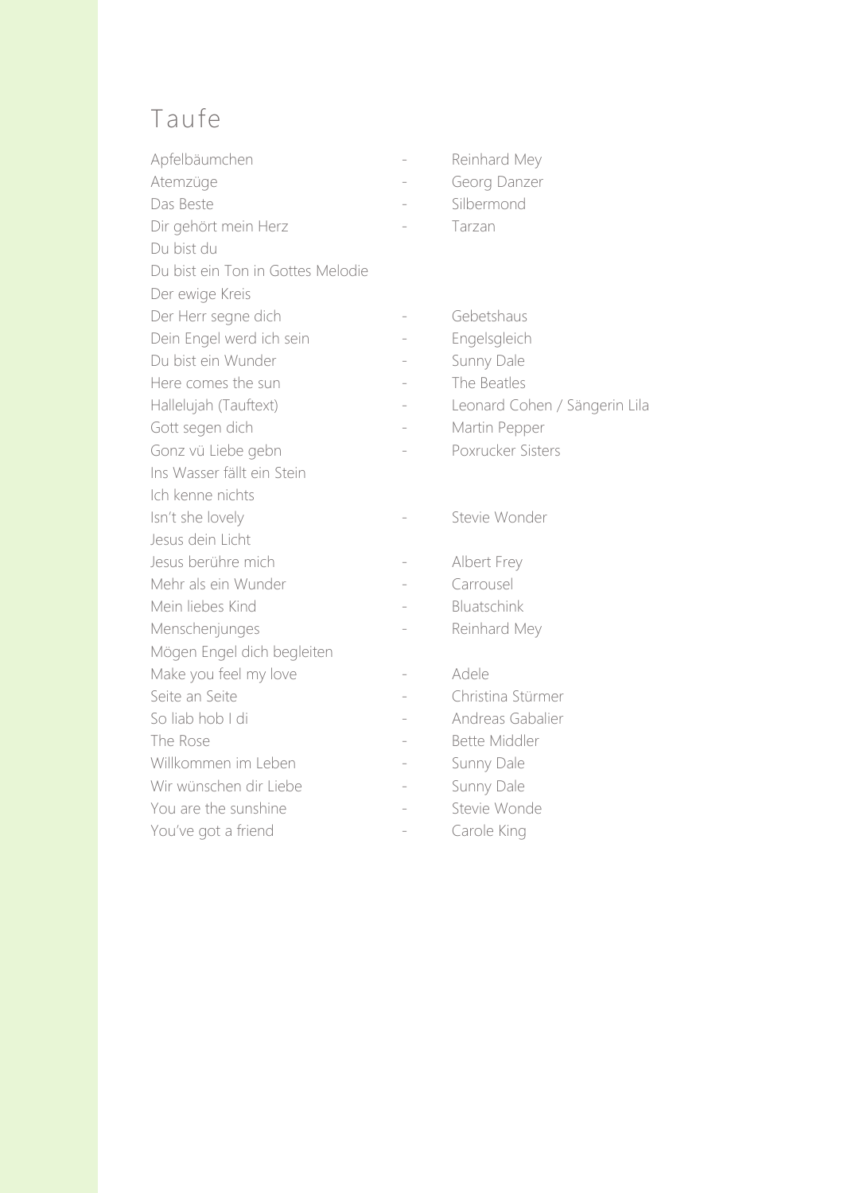# Taufe

| | | |
|---|---|---|
| Apfelbäumchen | - | Reinhard Mey |
| Atemzüge | - | Georg Danzer |
| Das Beste | - | Silbermond |
| Dir gehört mein Herz | - | Tarzan |
| Du bist du | | |
| Du bist ein Ton in Gottes Melodie | | |
| Der ewige Kreis | | |
| Der Herr segne dich | - | Gebetshaus |
| Dein Engel werd ich sein | - | Engelsgleich |
| Du bist ein Wunder | - | Sunny Dale |
| Here comes the sun | - | The Beatles |
| Hallelujah (Tauftext) | - | Leonard Cohen / Sängerin Lila |
| Gott segen dich | - | Martin Pepper |
| Gonz vü Liebe gebn | - | Poxrucker Sisters |
| Ins Wasser fällt ein Stein | | |
| Ich kenne nichts | | |
| Isn't she lovely | - | Stevie Wonder |
| Jesus dein Licht | | |
| Jesus berühre mich | - | Albert Frey |
| Mehr als ein Wunder | - | Carrousel |
| Mein liebes Kind | - | Bluatschink |
| Menschenjunges | - | Reinhard Mey |
| Mögen Engel dich begleiten | | |
| Make you feel my love | - | Adele |
| Seite an Seite | - | Christina Stürmer |
| So liab hob I di | - | Andreas Gabalier |
| The Rose | - | Bette Middler |
| Willkommen im Leben | - | Sunny Dale |
| Wir wünschen dir Liebe | - | Sunny Dale |
| You are the sunshine | - | Stevie Wonde |
| You've got a friend | - | Carole King |